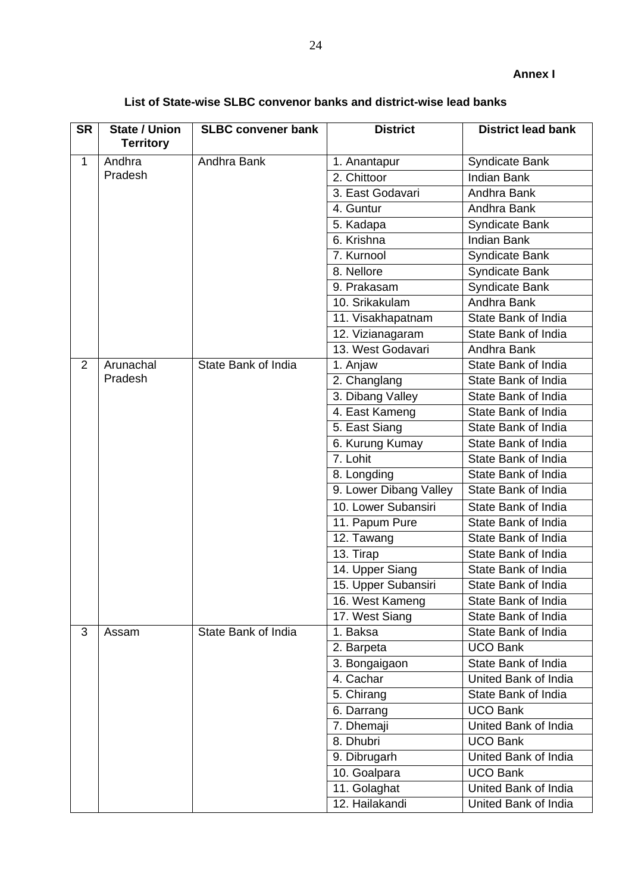**Annex I**

## List of State-wise SLBC convenor banks and district-wise lead banks

| SR | State / Union Territory | SLBC convener bank | District | District lead bank |
|---|---|---|---|---|
| 1 | Andhra Pradesh | Andhra Bank | 1. Anantapur | Syndicate Bank |
| | | | 2. Chittoor | Indian Bank |
| | | | 3. East Godavari | Andhra Bank |
| | | | 4. Guntur | Andhra Bank |
| | | | 5. Kadapa | Syndicate Bank |
| | | | 6. Krishna | Indian Bank |
| | | | 7. Kurnool | Syndicate Bank |
| | | | 8. Nellore | Syndicate Bank |
| | | | 9. Prakasam | Syndicate Bank |
| | | | 10. Srikakulam | Andhra Bank |
| | | | 11. Visakhapatnam | State Bank of India |
| | | | 12. Vizianagaram | State Bank of India |
| | | | 13. West Godavari | Andhra Bank |
| 2 | Arunachal Pradesh | State Bank of India | 1. Anjaw | State Bank of India |
| | | | 2. Changlang | State Bank of India |
| | | | 3. Dibang Valley | State Bank of India |
| | | | 4. East Kameng | State Bank of India |
| | | | 5. East Siang | State Bank of India |
| | | | 6. Kurung Kumay | State Bank of India |
| | | | 7. Lohit | State Bank of India |
| | | | 8. Longding | State Bank of India |
| | | | 9. Lower Dibang Valley | State Bank of India |
| | | | 10. Lower Subansiri | State Bank of India |
| | | | 11. Papum Pure | State Bank of India |
| | | | 12. Tawang | State Bank of India |
| | | | 13. Tirap | State Bank of India |
| | | | 14. Upper Siang | State Bank of India |
| | | | 15. Upper Subansiri | State Bank of India |
| | | | 16. West Kameng | State Bank of India |
| | | | 17. West Siang | State Bank of India |
| 3 | Assam | State Bank of India | 1. Baksa | State Bank of India |
| | | | 2. Barpeta | UCO Bank |
| | | | 3. Bongaigaon | State Bank of India |
| | | | 4. Cachar | United Bank of India |
| | | | 5. Chirang | State Bank of India |
| | | | 6. Darrang | UCO Bank |
| | | | 7. Dhemaji | United Bank of India |
| | | | 8. Dhubri | UCO Bank |
| | | | 9. Dibrugarh | United Bank of India |
| | | | 10. Goalpara | UCO Bank |
| | | | 11. Golaghat | United Bank of India |
| | | | 12. Hailakandi | United Bank of India |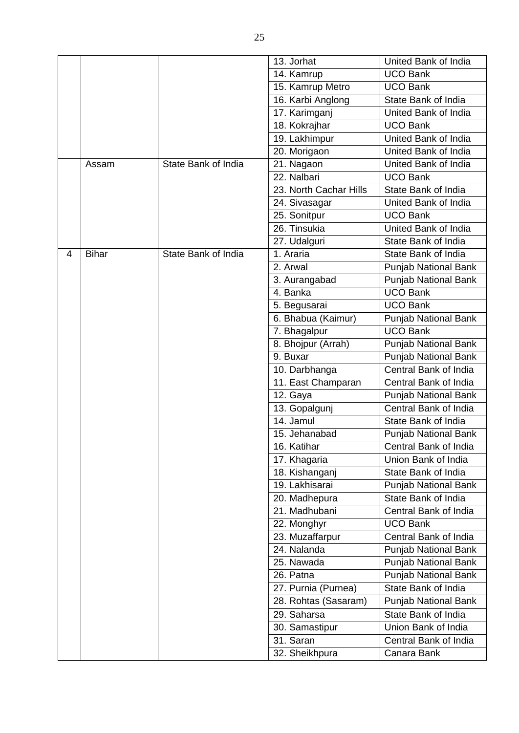| | | | | |
|---|---|---|---|---|
| | | | 13. Jorhat | United Bank of India |
| | | | 14. Kamrup | UCO Bank |
| | | | 15. Kamrup Metro | UCO Bank |
| | | | 16. Karbi Anglong | State Bank of India |
| | | | 17. Karimganj | United Bank of India |
| | | | 18. Kokrajhar | UCO Bank |
| | | | 19. Lakhimpur | United Bank of India |
| | | | 20. Morigaon | United Bank of India |
| | Assam | State Bank of India | 21. Nagaon | United Bank of India |
| | | | 22. Nalbari | UCO Bank |
| | | | 23. North Cachar Hills | State Bank of India |
| | | | 24. Sivasagar | United Bank of India |
| | | | 25. Sonitpur | UCO Bank |
| | | | 26. Tinsukia | United Bank of India |
| | | | 27. Udalguri | State Bank of India |
| 4 | Bihar | State Bank of India | 1. Araria | State Bank of India |
| | | | 2. Arwal | Punjab National Bank |
| | | | 3. Aurangabad | Punjab National Bank |
| | | | 4. Banka | UCO Bank |
| | | | 5. Begusarai | UCO Bank |
| | | | 6. Bhabua (Kaimur) | Punjab National Bank |
| | | | 7. Bhagalpur | UCO Bank |
| | | | 8. Bhojpur (Arrah) | Punjab National Bank |
| | | | 9. Buxar | Punjab National Bank |
| | | | 10. Darbhanga | Central Bank of India |
| | | | 11. East Champaran | Central Bank of India |
| | | | 12. Gaya | Punjab National Bank |
| | | | 13. Gopalgunj | Central Bank of India |
| | | | 14. Jamul | State Bank of India |
| | | | 15. Jehanabad | Punjab National Bank |
| | | | 16. Katihar | Central Bank of India |
| | | | 17. Khagaria | Union Bank of India |
| | | | 18. Kishanganj | State Bank of India |
| | | | 19. Lakhisarai | Punjab National Bank |
| | | | 20. Madhepura | State Bank of India |
| | | | 21. Madhubani | Central Bank of India |
| | | | 22. Monghyr | UCO Bank |
| | | | 23. Muzaffarpur | Central Bank of India |
| | | | 24. Nalanda | Punjab National Bank |
| | | | 25. Nawada | Punjab National Bank |
| | | | 26. Patna | Punjab National Bank |
| | | | 27. Purnia (Purnea) | State Bank of India |
| | | | 28. Rohtas (Sasaram) | Punjab National Bank |
| | | | 29. Saharsa | State Bank of India |
| | | | 30. Samastipur | Union Bank of India |
| | | | 31. Saran | Central Bank of India |
| | | | 32. Sheikhpura | Canara Bank |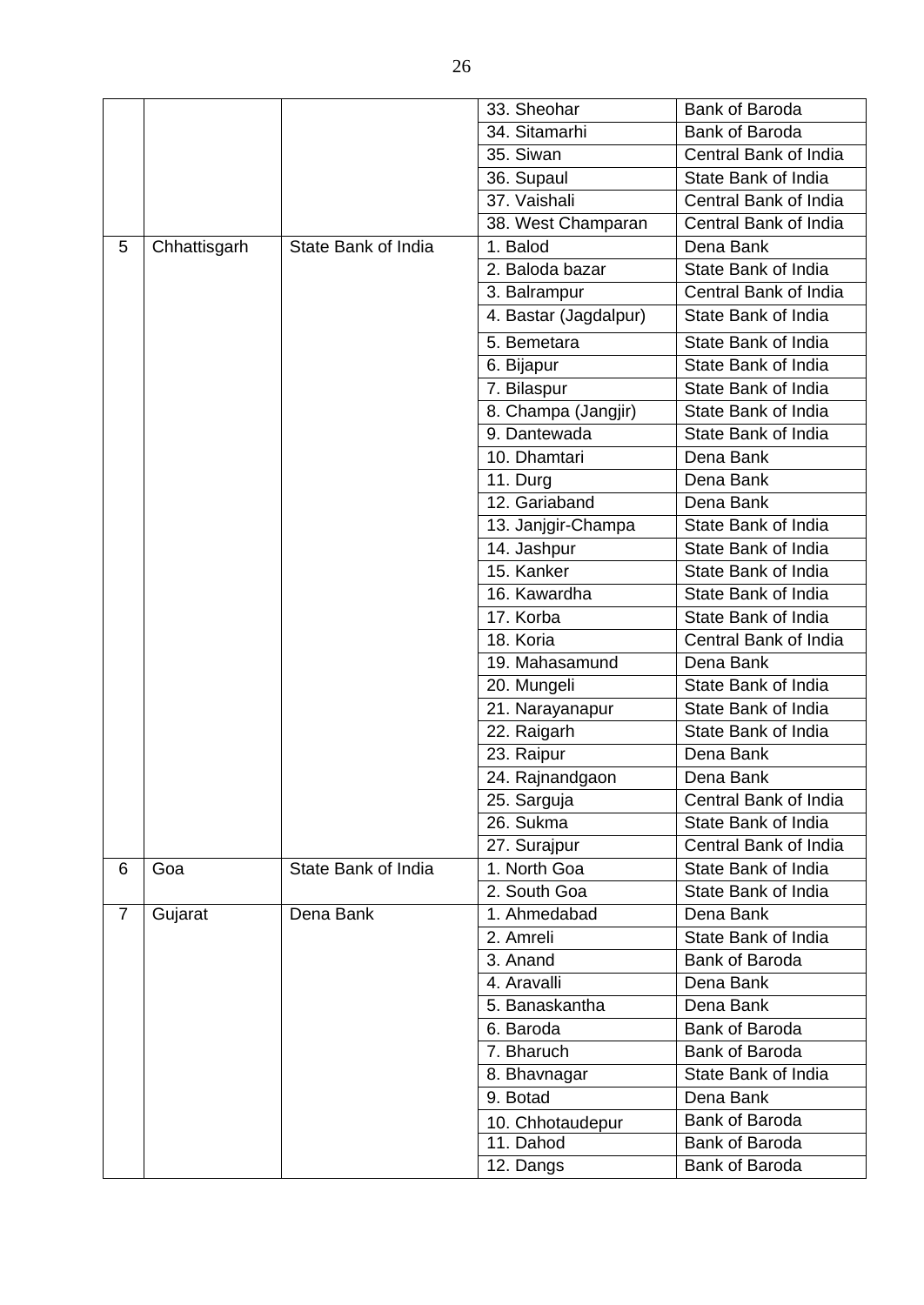| | | | 33. Sheohar | Bank of Baroda |
|---|---|---|---|---|
| | | | 34. Sitamarhi | Bank of Baroda |
| | | | 35. Siwan | Central Bank of India |
| | | | 36. Supaul | State Bank of India |
| | | | 37. Vaishali | Central Bank of India |
| | | | 38. West Champaran | Central Bank of India |
| 5 | Chhattisgarh | State Bank of India | 1. Balod | Dena Bank |
| | | | 2. Baloda bazar | State Bank of India |
| | | | 3. Balrampur | Central Bank of India |
| | | | 4. Bastar (Jagdalpur) | State Bank of India |
| | | | 5. Bemetara | State Bank of India |
| | | | 6. Bijapur | State Bank of India |
| | | | 7. Bilaspur | State Bank of India |
| | | | 8. Champa (Jangjir) | State Bank of India |
| | | | 9. Dantewada | State Bank of India |
| | | | 10. Dhamtari | Dena Bank |
| | | | 11. Durg | Dena Bank |
| | | | 12. Gariaband | Dena Bank |
| | | | 13. Janjgir-Champa | State Bank of India |
| | | | 14. Jashpur | State Bank of India |
| | | | 15. Kanker | State Bank of India |
| | | | 16. Kawardha | State Bank of India |
| | | | 17. Korba | State Bank of India |
| | | | 18. Koria | Central Bank of India |
| | | | 19. Mahasamund | Dena Bank |
| | | | 20. Mungeli | State Bank of India |
| | | | 21. Narayanapur | State Bank of India |
| | | | 22. Raigarh | State Bank of India |
| | | | 23. Raipur | Dena Bank |
| | | | 24. Rajnandgaon | Dena Bank |
| | | | 25. Sarguja | Central Bank of India |
| | | | 26. Sukma | State Bank of India |
| | | | 27. Surajpur | Central Bank of India |
| 6 | Goa | State Bank of India | 1. North Goa | State Bank of India |
| | | | 2. South Goa | State Bank of India |
| 7 | Gujarat | Dena Bank | 1. Ahmedabad | Dena Bank |
| | | | 2. Amreli | State Bank of India |
| | | | 3. Anand | Bank of Baroda |
| | | | 4. Aravalli | Dena Bank |
| | | | 5. Banaskantha | Dena Bank |
| | | | 6. Baroda | Bank of Baroda |
| | | | 7. Bharuch | Bank of Baroda |
| | | | 8. Bhavnagar | State Bank of India |
| | | | 9. Botad | Dena Bank |
| | | | 10. Chhotaudepur | Bank of Baroda |
| | | | 11. Dahod | Bank of Baroda |
| | | | 12. Dangs | Bank of Baroda |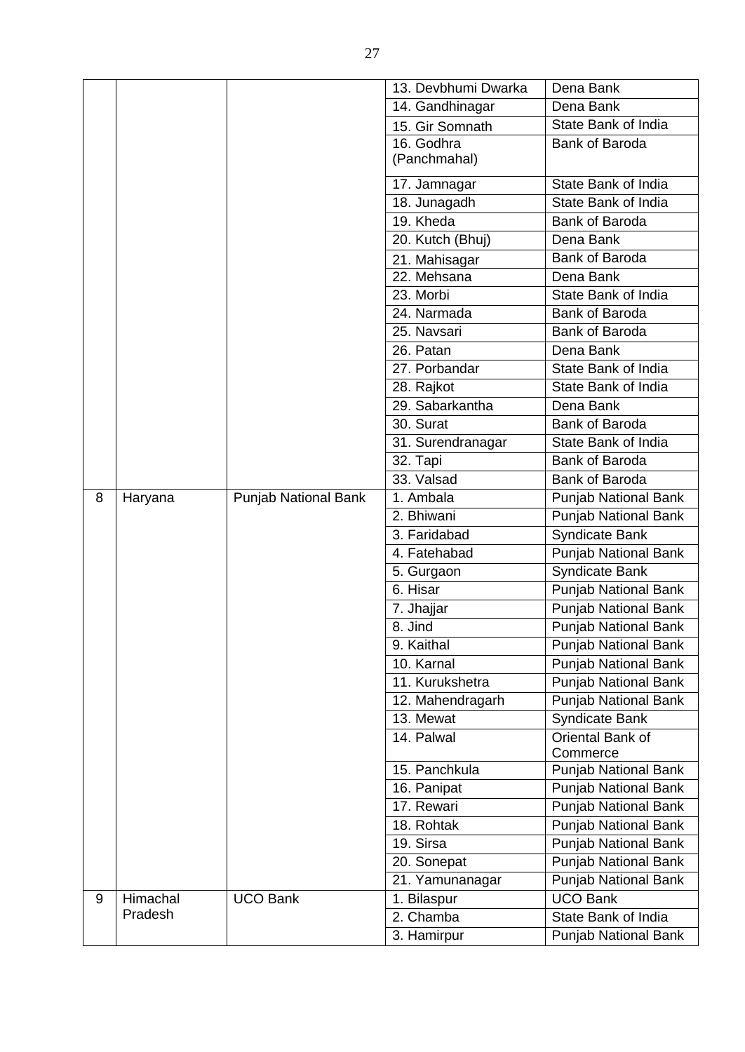| | | | | |
|---|---|---|---|---|
| | | | 13. Devbhumi Dwarka | Dena Bank |
| | | | 14. Gandhinagar | Dena Bank |
| | | | 15. Gir Somnath | State Bank of India |
| | | | 16. Godhra (Panchmahal) | Bank of Baroda |
| | | | 17. Jamnagar | State Bank of India |
| | | | 18. Junagadh | State Bank of India |
| | | | 19. Kheda | Bank of Baroda |
| | | | 20. Kutch (Bhuj) | Dena Bank |
| | | | 21. Mahisagar | Bank of Baroda |
| | | | 22. Mehsana | Dena Bank |
| | | | 23. Morbi | State Bank of India |
| | | | 24. Narmada | Bank of Baroda |
| | | | 25. Navsari | Bank of Baroda |
| | | | 26. Patan | Dena Bank |
| | | | 27. Porbandar | State Bank of India |
| | | | 28. Rajkot | State Bank of India |
| | | | 29. Sabarkantha | Dena Bank |
| | | | 30. Surat | Bank of Baroda |
| | | | 31. Surendranagar | State Bank of India |
| | | | 32. Tapi | Bank of Baroda |
| | | | 33. Valsad | Bank of Baroda |
| 8 | Haryana | Punjab National Bank | 1. Ambala | Punjab National Bank |
| | | | 2. Bhiwani | Punjab National Bank |
| | | | 3. Faridabad | Syndicate Bank |
| | | | 4. Fatehabad | Punjab National Bank |
| | | | 5. Gurgaon | Syndicate Bank |
| | | | 6. Hisar | Punjab National Bank |
| | | | 7. Jhajjar | Punjab National Bank |
| | | | 8. Jind | Punjab National Bank |
| | | | 9. Kaithal | Punjab National Bank |
| | | | 10. Karnal | Punjab National Bank |
| | | | 11. Kurukshetra | Punjab National Bank |
| | | | 12. Mahendragarh | Punjab National Bank |
| | | | 13. Mewat | Syndicate Bank |
| | | | 14. Palwal | Oriental Bank of Commerce |
| | | | 15. Panchkula | Punjab National Bank |
| | | | 16. Panipat | Punjab National Bank |
| | | | 17. Rewari | Punjab National Bank |
| | | | 18. Rohtak | Punjab National Bank |
| | | | 19. Sirsa | Punjab National Bank |
| | | | 20. Sonepat | Punjab National Bank |
| | | | 21. Yamunanagar | Punjab National Bank |
| 9 | Himachal Pradesh | UCO Bank | 1. Bilaspur | UCO Bank |
| | | | 2. Chamba | State Bank of India |
| | | | 3. Hamirpur | Punjab National Bank |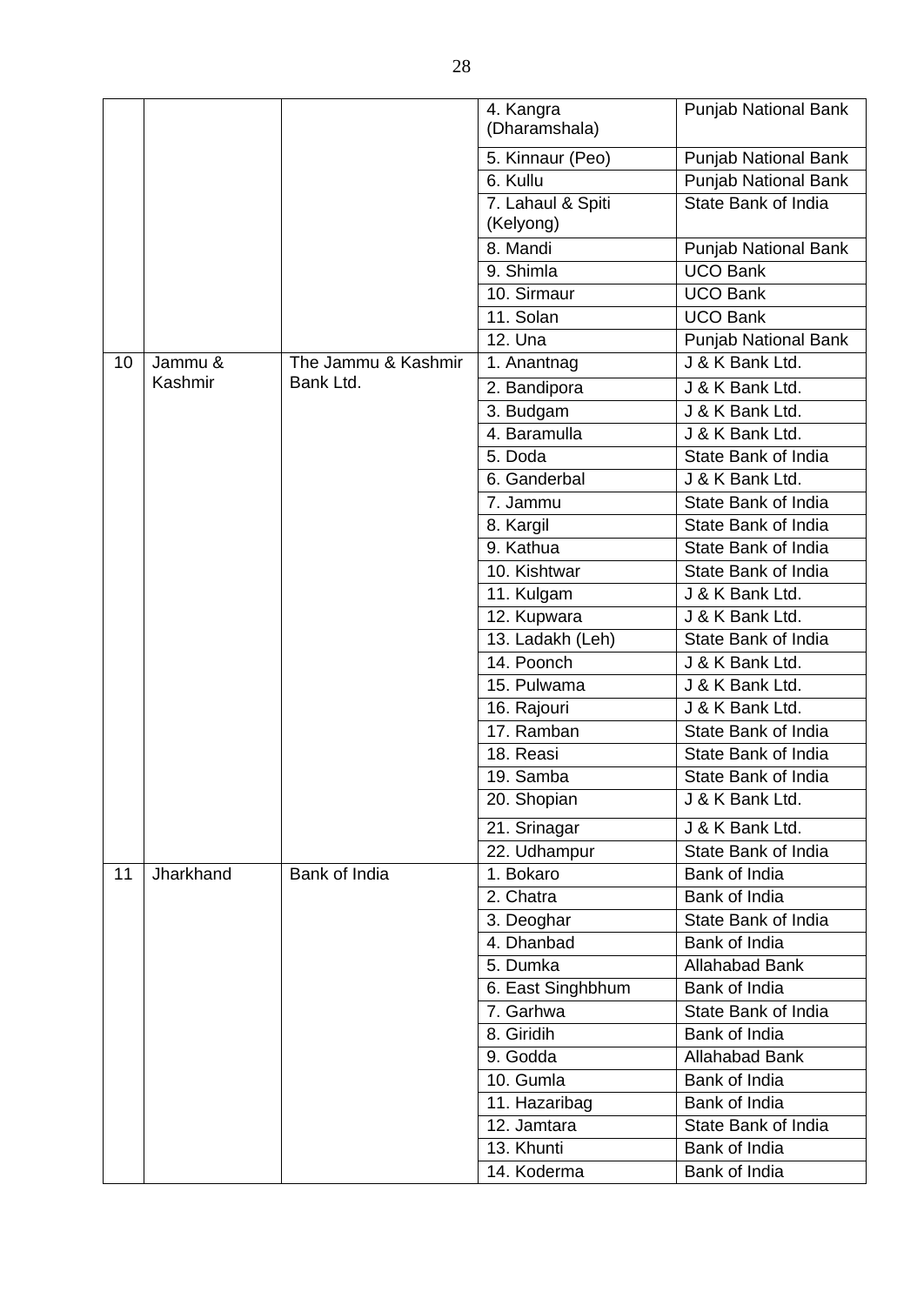| | | | 4. Kangra (Dharamshala) | Punjab National Bank |
|---|---|---|---|---|
| | | | 5. Kinnaur (Peo) | Punjab National Bank |
| | | | 6. Kullu | Punjab National Bank |
| | | | 7. Lahaul & Spiti (Kelyong) | State Bank of India |
| | | | 8. Mandi | Punjab National Bank |
| | | | 9. Shimla | UCO Bank |
| | | | 10. Sirmaur | UCO Bank |
| | | | 11. Solan | UCO Bank |
| | | | 12. Una | Punjab National Bank |
| 10 | Jammu & Kashmir | The Jammu & Kashmir Bank Ltd. | 1. Anantnag | J & K Bank Ltd. |
| | | | 2. Bandipora | J & K Bank Ltd. |
| | | | 3. Budgam | J & K Bank Ltd. |
| | | | 4. Baramulla | J & K Bank Ltd. |
| | | | 5. Doda | State Bank of India |
| | | | 6. Ganderbal | J & K Bank Ltd. |
| | | | 7. Jammu | State Bank of India |
| | | | 8. Kargil | State Bank of India |
| | | | 9. Kathua | State Bank of India |
| | | | 10. Kishtwar | State Bank of India |
| | | | 11. Kulgam | J & K Bank Ltd. |
| | | | 12. Kupwara | J & K Bank Ltd. |
| | | | 13. Ladakh (Leh) | State Bank of India |
| | | | 14. Poonch | J & K Bank Ltd. |
| | | | 15. Pulwama | J & K Bank Ltd. |
| | | | 16. Rajouri | J & K Bank Ltd. |
| | | | 17. Ramban | State Bank of India |
| | | | 18. Reasi | State Bank of India |
| | | | 19. Samba | State Bank of India |
| | | | 20. Shopian | J & K Bank Ltd. |
| | | | 21. Srinagar | J & K Bank Ltd. |
| | | | 22. Udhampur | State Bank of India |
| 11 | Jharkhand | Bank of India | 1. Bokaro | Bank of India |
| | | | 2. Chatra | Bank of India |
| | | | 3. Deoghar | State Bank of India |
| | | | 4. Dhanbad | Bank of India |
| | | | 5. Dumka | Allahabad Bank |
| | | | 6. East Singhbhum | Bank of India |
| | | | 7. Garhwa | State Bank of India |
| | | | 8. Giridih | Bank of India |
| | | | 9. Godda | Allahabad Bank |
| | | | 10. Gumla | Bank of India |
| | | | 11. Hazaribag | Bank of India |
| | | | 12. Jamtara | State Bank of India |
| | | | 13. Khunti | Bank of India |
| | | | 14. Koderma | Bank of India |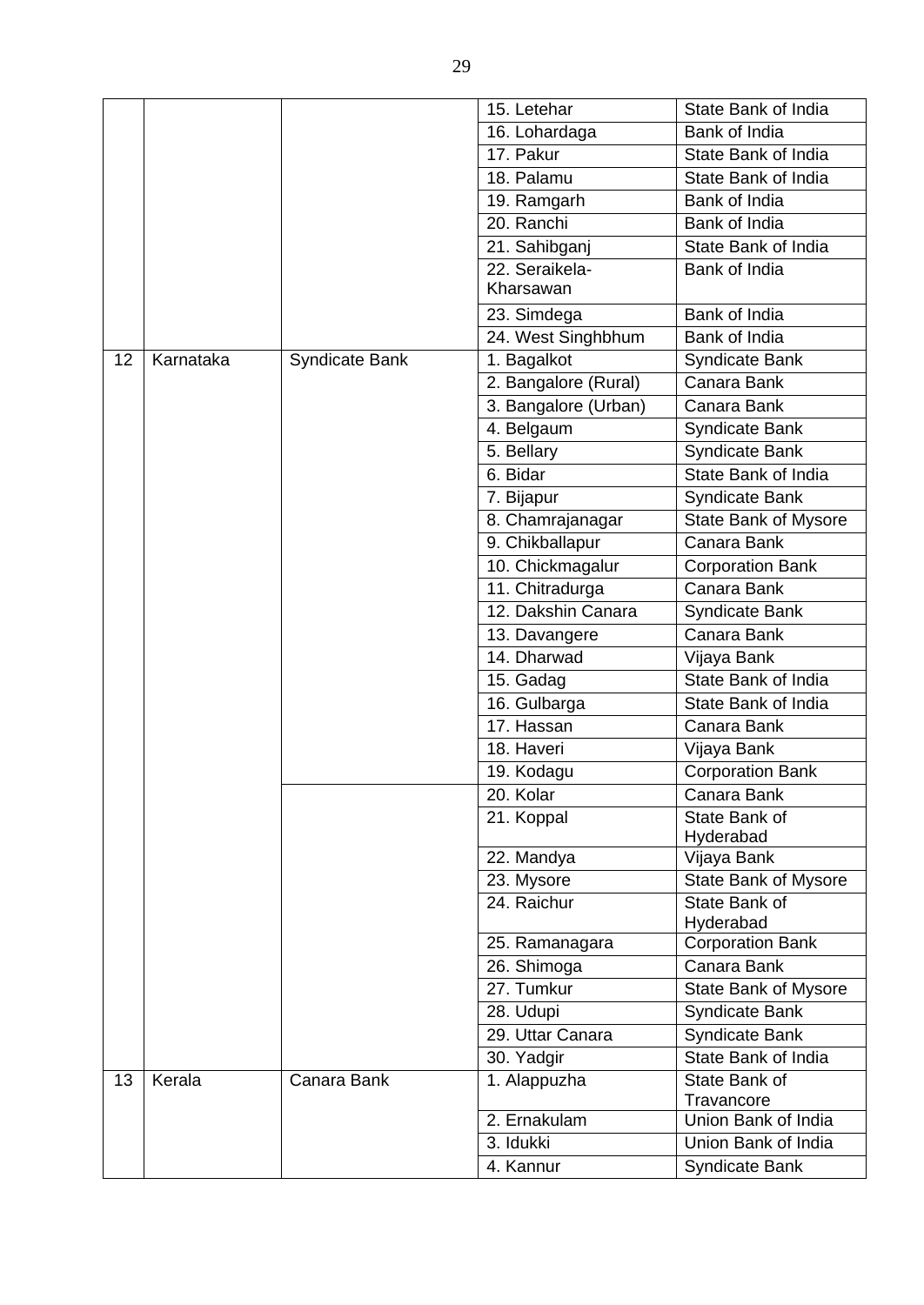| | | | 15. Letehar | State Bank of India |
|---|---|---|---|---|
| | | | 16. Lohardaga | Bank of India |
| | | | 17. Pakur | State Bank of India |
| | | | 18. Palamu | State Bank of India |
| | | | 19. Ramgarh | Bank of India |
| | | | 20. Ranchi | Bank of India |
| | | | 21. Sahibganj | State Bank of India |
| | | | 22. Seraikela-Kharsawan | Bank of India |
| | | | 23. Simdega | Bank of India |
| | | | 24. West Singhbhum | Bank of India |
| 12 | Karnataka | Syndicate Bank | 1. Bagalkot | Syndicate Bank |
| | | | 2. Bangalore (Rural) | Canara Bank |
| | | | 3. Bangalore (Urban) | Canara Bank |
| | | | 4. Belgaum | Syndicate Bank |
| | | | 5. Bellary | Syndicate Bank |
| | | | 6. Bidar | State Bank of India |
| | | | 7. Bijapur | Syndicate Bank |
| | | | 8. Chamrajanagar | State Bank of Mysore |
| | | | 9. Chikballapur | Canara Bank |
| | | | 10. Chickmagalur | Corporation Bank |
| | | | 11. Chitradurga | Canara Bank |
| | | | 12. Dakshin Canara | Syndicate Bank |
| | | | 13. Davangere | Canara Bank |
| | | | 14. Dharwad | Vijaya Bank |
| | | | 15. Gadag | State Bank of India |
| | | | 16. Gulbarga | State Bank of India |
| | | | 17. Hassan | Canara Bank |
| | | | 18. Haveri | Vijaya Bank |
| | | | 19. Kodagu | Corporation Bank |
| | | | 20. Kolar | Canara Bank |
| | | | 21. Koppal | State Bank of Hyderabad |
| | | | 22. Mandya | Vijaya Bank |
| | | | 23. Mysore | State Bank of Mysore |
| | | | 24. Raichur | State Bank of Hyderabad |
| | | | 25. Ramanagara | Corporation Bank |
| | | | 26. Shimoga | Canara Bank |
| | | | 27. Tumkur | State Bank of Mysore |
| | | | 28. Udupi | Syndicate Bank |
| | | | 29. Uttar Canara | Syndicate Bank |
| | | | 30. Yadgir | State Bank of India |
| 13 | Kerala | Canara Bank | 1. Alappuzha | State Bank of Travancore |
| | | | 2. Ernakulam | Union Bank of India |
| | | | 3. Idukki | Union Bank of India |
| | | | 4. Kannur | Syndicate Bank |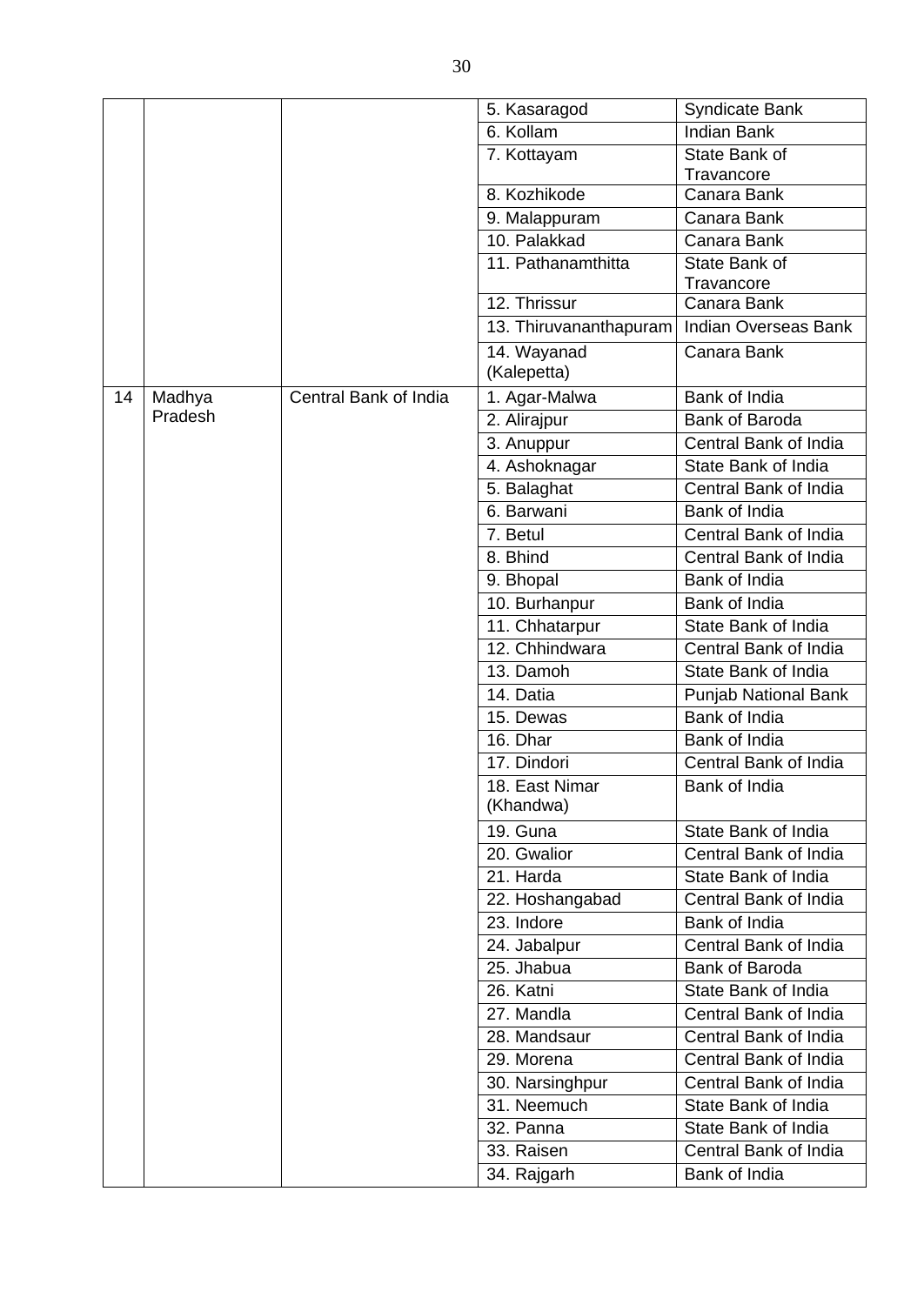| | | | | |
|---|---|---|---|---|
| | | | 5. Kasaragod | Syndicate Bank |
| | | | 6. Kollam | Indian Bank |
| | | | 7. Kottayam | State Bank of Travancore |
| | | | 8. Kozhikode | Canara Bank |
| | | | 9. Malappuram | Canara Bank |
| | | | 10. Palakkad | Canara Bank |
| | | | 11. Pathanamthitta | State Bank of Travancore |
| | | | 12. Thrissur | Canara Bank |
| | | | 13. Thiruvananthapuram | Indian Overseas Bank |
| | | | 14. Wayanad (Kalepetta) | Canara Bank |
| 14 | Madhya Pradesh | Central Bank of India | 1. Agar-Malwa | Bank of India |
| | | | 2. Alirajpur | Bank of Baroda |
| | | | 3. Anuppur | Central Bank of India |
| | | | 4. Ashoknagar | State Bank of India |
| | | | 5. Balaghat | Central Bank of India |
| | | | 6. Barwani | Bank of India |
| | | | 7. Betul | Central Bank of India |
| | | | 8. Bhind | Central Bank of India |
| | | | 9. Bhopal | Bank of India |
| | | | 10. Burhanpur | Bank of India |
| | | | 11. Chhatarpur | State Bank of India |
| | | | 12. Chhindwara | Central Bank of India |
| | | | 13. Damoh | State Bank of India |
| | | | 14. Datia | Punjab National Bank |
| | | | 15. Dewas | Bank of India |
| | | | 16. Dhar | Bank of India |
| | | | 17. Dindori | Central Bank of India |
| | | | 18. East Nimar (Khandwa) | Bank of India |
| | | | 19. Guna | State Bank of India |
| | | | 20. Gwalior | Central Bank of India |
| | | | 21. Harda | State Bank of India |
| | | | 22. Hoshangabad | Central Bank of India |
| | | | 23. Indore | Bank of India |
| | | | 24. Jabalpur | Central Bank of India |
| | | | 25. Jhabua | Bank of Baroda |
| | | | 26. Katni | State Bank of India |
| | | | 27. Mandla | Central Bank of India |
| | | | 28. Mandsaur | Central Bank of India |
| | | | 29. Morena | Central Bank of India |
| | | | 30. Narsinghpur | Central Bank of India |
| | | | 31. Neemuch | State Bank of India |
| | | | 32. Panna | State Bank of India |
| | | | 33. Raisen | Central Bank of India |
| | | | 34. Rajgarh | Bank of India |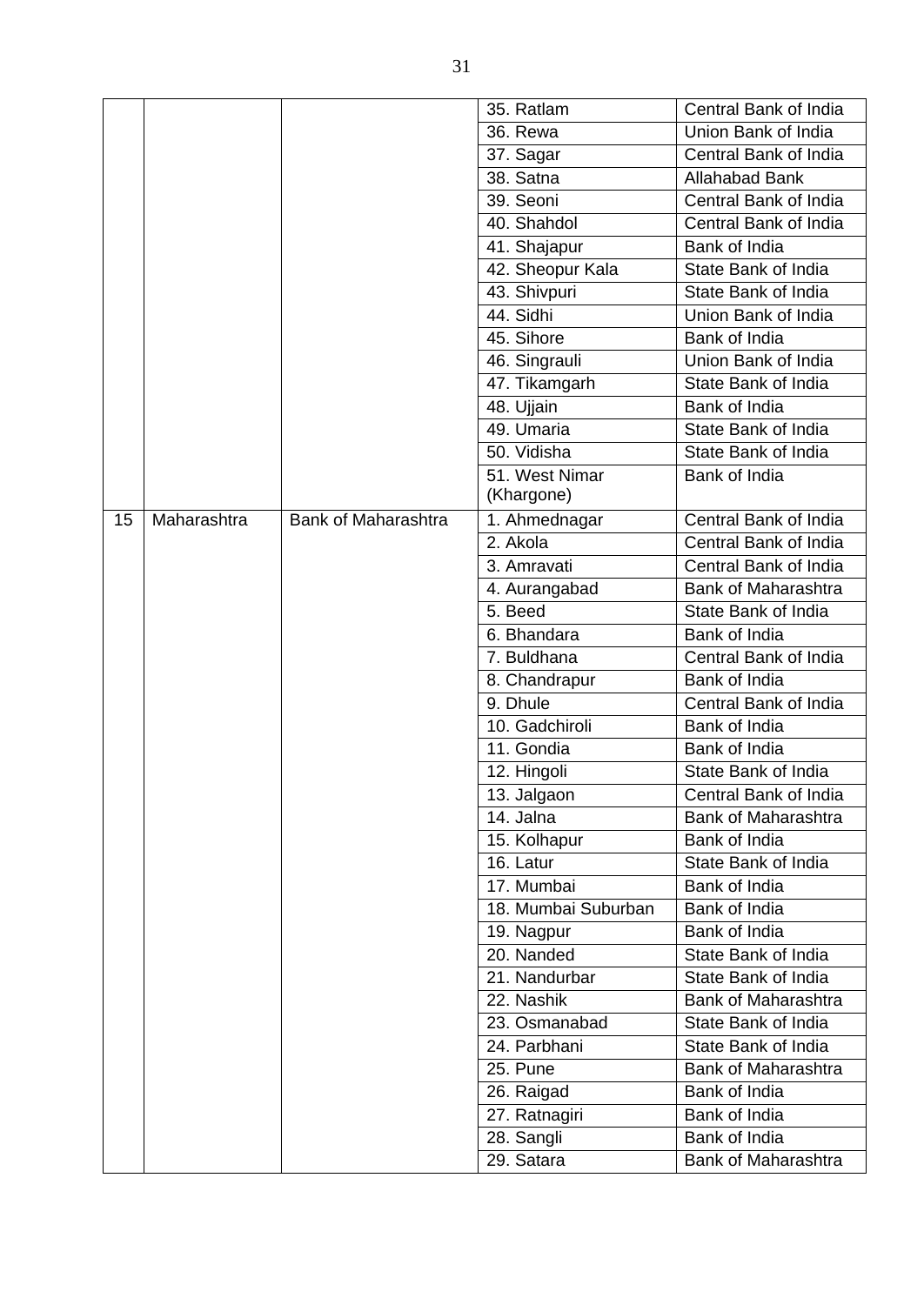| | | | 35. Ratlam | Central Bank of India |
|---|---|---|---|---|
| | | | 36. Rewa | Union Bank of India |
| | | | 37. Sagar | Central Bank of India |
| | | | 38. Satna | Allahabad Bank |
| | | | 39. Seoni | Central Bank of India |
| | | | 40. Shahdol | Central Bank of India |
| | | | 41. Shajapur | Bank of India |
| | | | 42. Sheopur Kala | State Bank of India |
| | | | 43. Shivpuri | State Bank of India |
| | | | 44. Sidhi | Union Bank of India |
| | | | 45. Sihore | Bank of India |
| | | | 46. Singrauli | Union Bank of India |
| | | | 47. Tikamgarh | State Bank of India |
| | | | 48. Ujjain | Bank of India |
| | | | 49. Umaria | State Bank of India |
| | | | 50. Vidisha | State Bank of India |
| | | | 51. West Nimar (Khargone) | Bank of India |
| 15 | Maharashtra | Bank of Maharashtra | 1. Ahmednagar | Central Bank of India |
| | | | 2. Akola | Central Bank of India |
| | | | 3. Amravati | Central Bank of India |
| | | | 4. Aurangabad | Bank of Maharashtra |
| | | | 5. Beed | State Bank of India |
| | | | 6. Bhandara | Bank of India |
| | | | 7. Buldhana | Central Bank of India |
| | | | 8. Chandrapur | Bank of India |
| | | | 9. Dhule | Central Bank of India |
| | | | 10. Gadchiroli | Bank of India |
| | | | 11. Gondia | Bank of India |
| | | | 12. Hingoli | State Bank of India |
| | | | 13. Jalgaon | Central Bank of India |
| | | | 14. Jalna | Bank of Maharashtra |
| | | | 15. Kolhapur | Bank of India |
| | | | 16. Latur | State Bank of India |
| | | | 17. Mumbai | Bank of India |
| | | | 18. Mumbai Suburban | Bank of India |
| | | | 19. Nagpur | Bank of India |
| | | | 20. Nanded | State Bank of India |
| | | | 21. Nandurbar | State Bank of India |
| | | | 22. Nashik | Bank of Maharashtra |
| | | | 23. Osmanabad | State Bank of India |
| | | | 24. Parbhani | State Bank of India |
| | | | 25. Pune | Bank of Maharashtra |
| | | | 26. Raigad | Bank of India |
| | | | 27. Ratnagiri | Bank of India |
| | | | 28. Sangli | Bank of India |
| | | | 29. Satara | Bank of Maharashtra |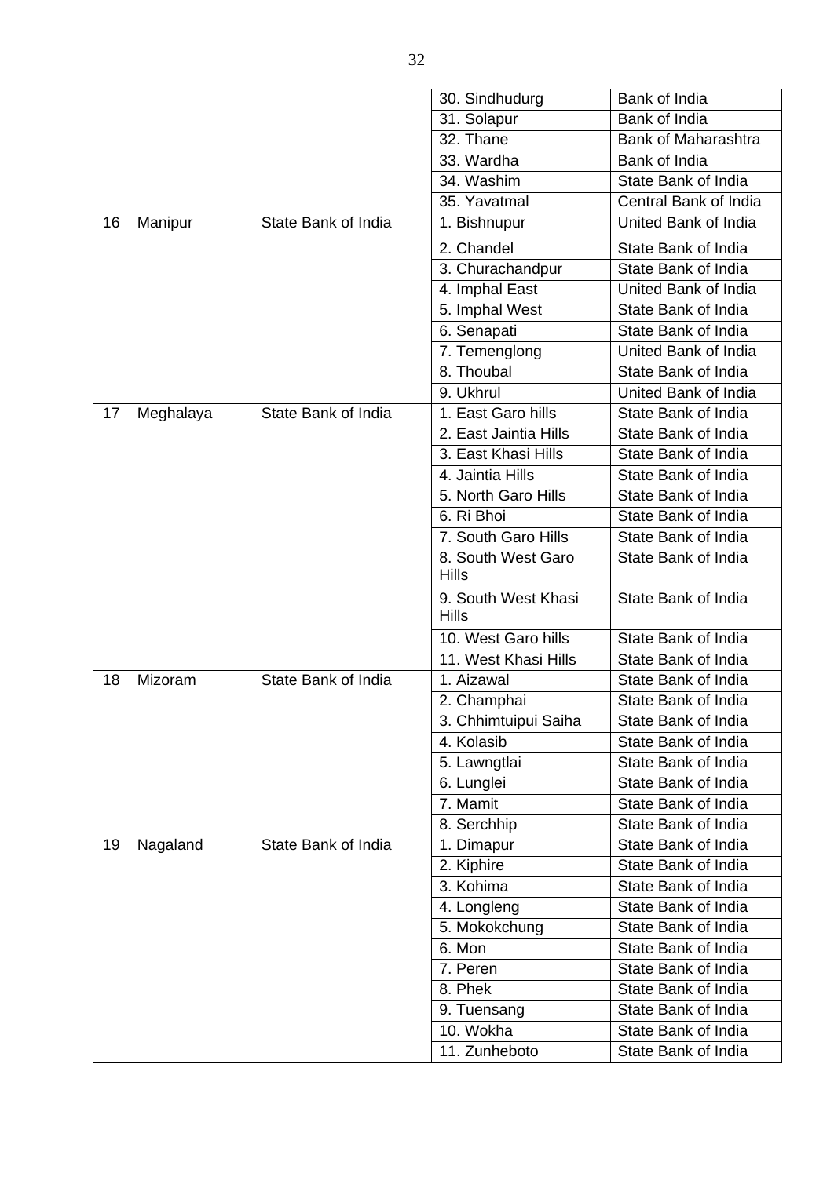| | | | | |
|---|---|---|---|---|
| | | | 30. Sindhudurg | Bank of India |
| | | | 31. Solapur | Bank of India |
| | | | 32. Thane | Bank of Maharashtra |
| | | | 33. Wardha | Bank of India |
| | | | 34. Washim | State Bank of India |
| | | | 35. Yavatmal | Central Bank of India |
| 16 | Manipur | State Bank of India | 1. Bishnupur | United Bank of India |
| | | | 2. Chandel | State Bank of India |
| | | | 3. Churachandpur | State Bank of India |
| | | | 4. Imphal East | United Bank of India |
| | | | 5. Imphal West | State Bank of India |
| | | | 6. Senapati | State Bank of India |
| | | | 7. Temenglong | United Bank of India |
| | | | 8. Thoubal | State Bank of India |
| | | | 9. Ukhrul | United Bank of India |
| 17 | Meghalaya | State Bank of India | 1. East Garo hills | State Bank of India |
| | | | 2. East Jaintia Hills | State Bank of India |
| | | | 3. East Khasi Hills | State Bank of India |
| | | | 4. Jaintia Hills | State Bank of India |
| | | | 5. North Garo Hills | State Bank of India |
| | | | 6. Ri Bhoi | State Bank of India |
| | | | 7. South Garo Hills | State Bank of India |
| | | | 8. South West Garo Hills | State Bank of India |
| | | | 9. South West Khasi Hills | State Bank of India |
| | | | 10. West Garo hills | State Bank of India |
| | | | 11. West Khasi Hills | State Bank of India |
| 18 | Mizoram | State Bank of India | 1. Aizawal | State Bank of India |
| | | | 2. Champhai | State Bank of India |
| | | | 3. Chhimtuipui Saiha | State Bank of India |
| | | | 4. Kolasib | State Bank of India |
| | | | 5. Lawngtlai | State Bank of India |
| | | | 6. Lunglei | State Bank of India |
| | | | 7. Mamit | State Bank of India |
| | | | 8. Serchhip | State Bank of India |
| 19 | Nagaland | State Bank of India | 1. Dimapur | State Bank of India |
| | | | 2. Kiphire | State Bank of India |
| | | | 3. Kohima | State Bank of India |
| | | | 4. Longleng | State Bank of India |
| | | | 5. Mokokchung | State Bank of India |
| | | | 6. Mon | State Bank of India |
| | | | 7. Peren | State Bank of India |
| | | | 8. Phek | State Bank of India |
| | | | 9. Tuensang | State Bank of India |
| | | | 10. Wokha | State Bank of India |
| | | | 11. Zunheboto | State Bank of India |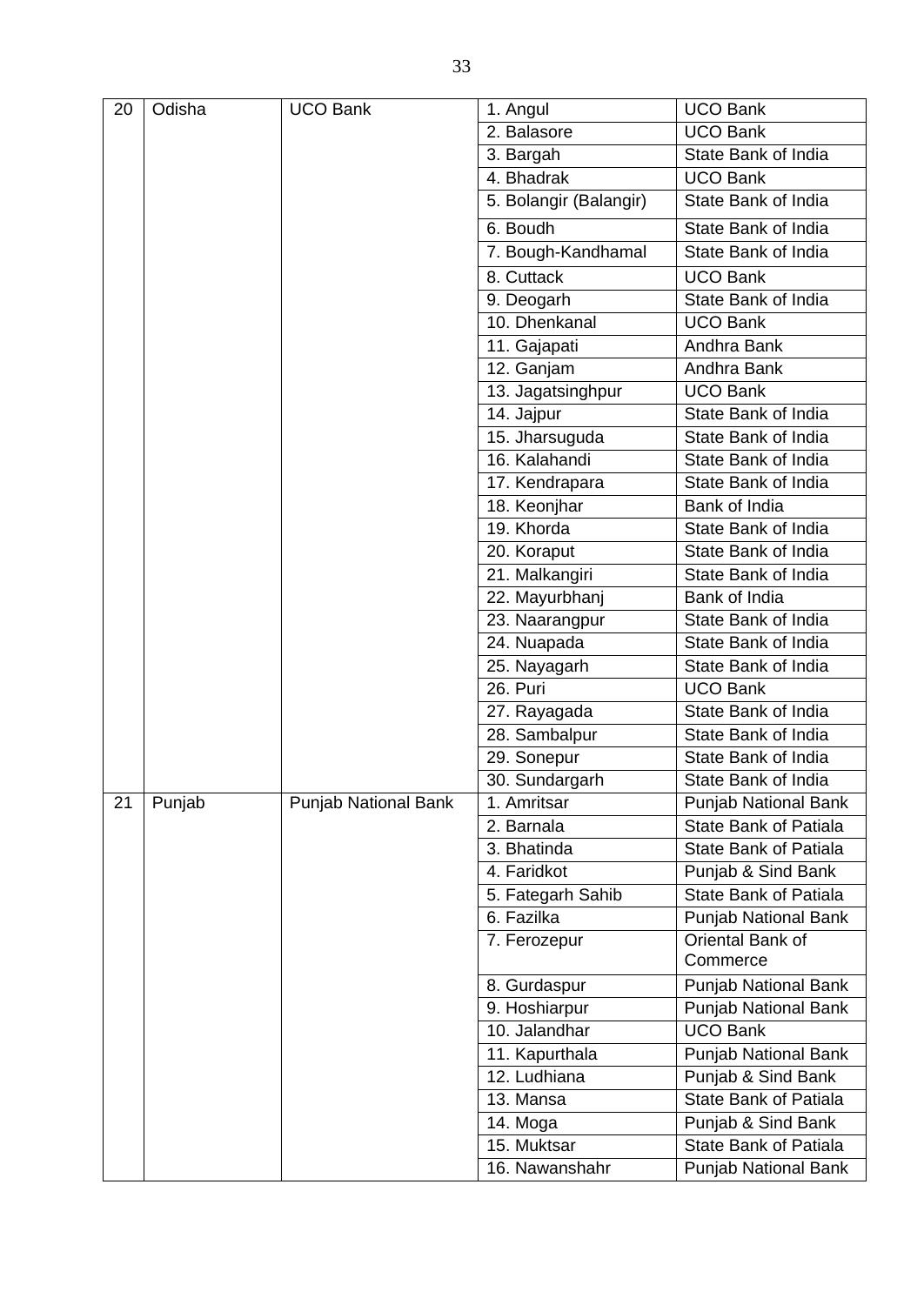| 20 | Odisha | UCO Bank | 1. Angul | UCO Bank |
|---|---|---|---|---|
| | | | 2. Balasore | UCO Bank |
| | | | 3. Bargah | State Bank of India |
| | | | 4. Bhadrak | UCO Bank |
| | | | 5. Bolangir (Balangir) | State Bank of India |
| | | | 6. Boudh | State Bank of India |
| | | | 7. Bough-Kandhamal | State Bank of India |
| | | | 8. Cuttack | UCO Bank |
| | | | 9. Deogarh | State Bank of India |
| | | | 10. Dhenkanal | UCO Bank |
| | | | 11. Gajapati | Andhra Bank |
| | | | 12. Ganjam | Andhra Bank |
| | | | 13. Jagatsinghpur | UCO Bank |
| | | | 14. Jajpur | State Bank of India |
| | | | 15. Jharsuguda | State Bank of India |
| | | | 16. Kalahandi | State Bank of India |
| | | | 17. Kendrapara | State Bank of India |
| | | | 18. Keonjhar | Bank of India |
| | | | 19. Khorda | State Bank of India |
| | | | 20. Koraput | State Bank of India |
| | | | 21. Malkangiri | State Bank of India |
| | | | 22. Mayurbhanj | Bank of India |
| | | | 23. Naarangpur | State Bank of India |
| | | | 24. Nuapada | State Bank of India |
| | | | 25. Nayagarh | State Bank of India |
| | | | 26. Puri | UCO Bank |
| | | | 27. Rayagada | State Bank of India |
| | | | 28. Sambalpur | State Bank of India |
| | | | 29. Sonepur | State Bank of India |
| | | | 30. Sundargarh | State Bank of India |
| 21 | Punjab | Punjab National Bank | 1. Amritsar | Punjab National Bank |
| | | | 2. Barnala | State Bank of Patiala |
| | | | 3. Bhatinda | State Bank of Patiala |
| | | | 4. Faridkot | Punjab & Sind Bank |
| | | | 5. Fategarh Sahib | State Bank of Patiala |
| | | | 6. Fazilka | Punjab National Bank |
| | | | 7. Ferozepur | Oriental Bank of Commerce |
| | | | 8. Gurdaspur | Punjab National Bank |
| | | | 9. Hoshiarpur | Punjab National Bank |
| | | | 10. Jalandhar | UCO Bank |
| | | | 11. Kapurthala | Punjab National Bank |
| | | | 12. Ludhiana | Punjab & Sind Bank |
| | | | 13. Mansa | State Bank of Patiala |
| | | | 14. Moga | Punjab & Sind Bank |
| | | | 15. Muktsar | State Bank of Patiala |
| | | | 16. Nawanshahr | Punjab National Bank |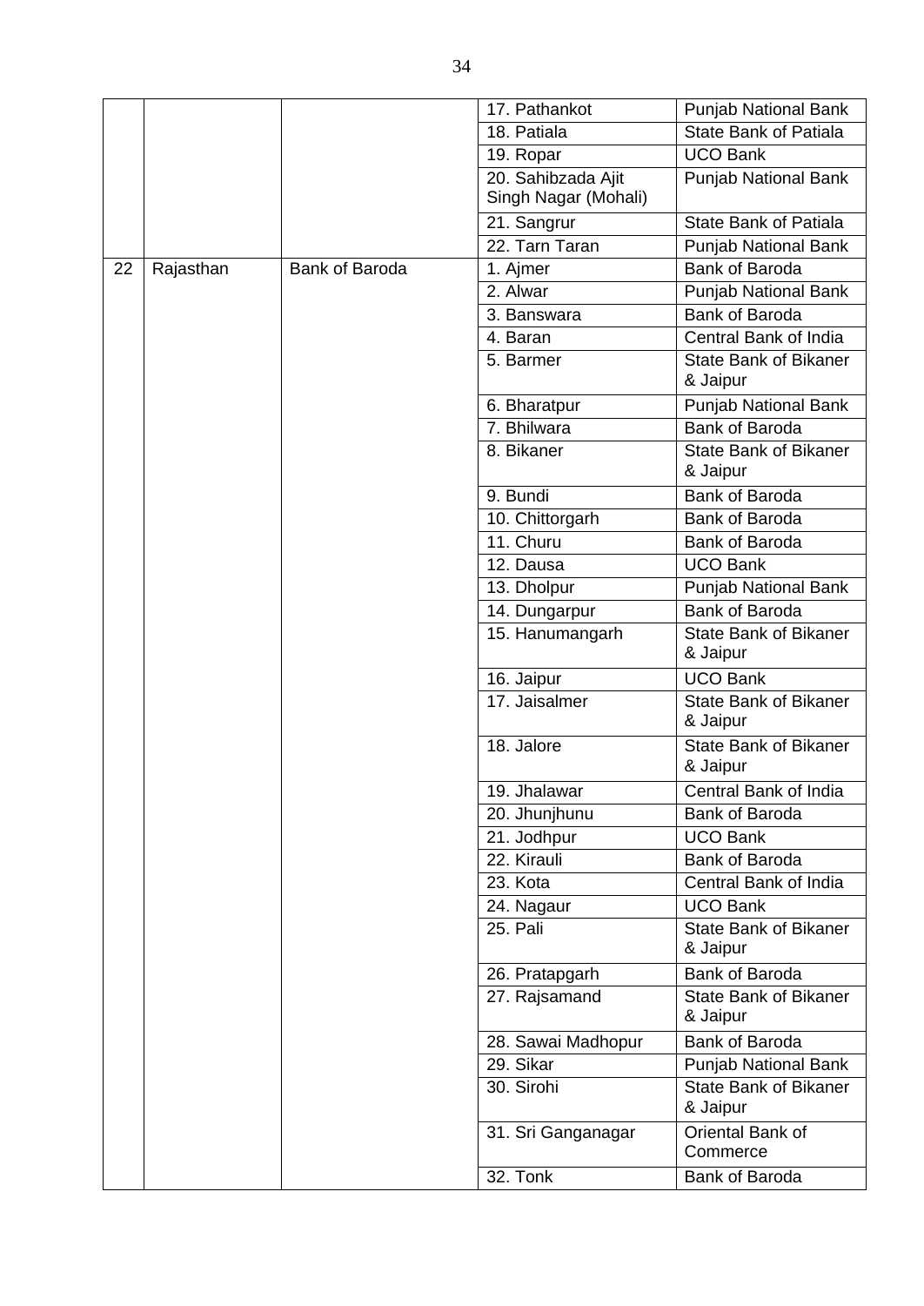| | | | | |
|---|---|---|---|---|
| | | | 17. Pathankot | Punjab National Bank |
| | | | 18. Patiala | State Bank of Patiala |
| | | | 19. Ropar | UCO Bank |
| | | | 20. Sahibzada Ajit Singh Nagar (Mohali) | Punjab National Bank |
| | | | 21. Sangrur | State Bank of Patiala |
| | | | 22. Tarn Taran | Punjab National Bank |
| 22 | Rajasthan | Bank of Baroda | 1. Ajmer | Bank of Baroda |
| | | | 2. Alwar | Punjab National Bank |
| | | | 3. Banswara | Bank of Baroda |
| | | | 4. Baran | Central Bank of India |
| | | | 5. Barmer | State Bank of Bikaner & Jaipur |
| | | | 6. Bharatpur | Punjab National Bank |
| | | | 7. Bhilwara | Bank of Baroda |
| | | | 8. Bikaner | State Bank of Bikaner & Jaipur |
| | | | 9. Bundi | Bank of Baroda |
| | | | 10. Chittorgarh | Bank of Baroda |
| | | | 11. Churu | Bank of Baroda |
| | | | 12. Dausa | UCO Bank |
| | | | 13. Dholpur | Punjab National Bank |
| | | | 14. Dungarpur | Bank of Baroda |
| | | | 15. Hanumangarh | State Bank of Bikaner & Jaipur |
| | | | 16. Jaipur | UCO Bank |
| | | | 17. Jaisalmer | State Bank of Bikaner & Jaipur |
| | | | 18. Jalore | State Bank of Bikaner & Jaipur |
| | | | 19. Jhalawar | Central Bank of India |
| | | | 20. Jhunjhunu | Bank of Baroda |
| | | | 21. Jodhpur | UCO Bank |
| | | | 22. Kirauli | Bank of Baroda |
| | | | 23. Kota | Central Bank of India |
| | | | 24. Nagaur | UCO Bank |
| | | | 25. Pali | State Bank of Bikaner & Jaipur |
| | | | 26. Pratapgarh | Bank of Baroda |
| | | | 27. Rajsamand | State Bank of Bikaner & Jaipur |
| | | | 28. Sawai Madhopur | Bank of Baroda |
| | | | 29. Sikar | Punjab National Bank |
| | | | 30. Sirohi | State Bank of Bikaner & Jaipur |
| | | | 31. Sri Ganganagar | Oriental Bank of Commerce |
| | | | 32. Tonk | Bank of Baroda |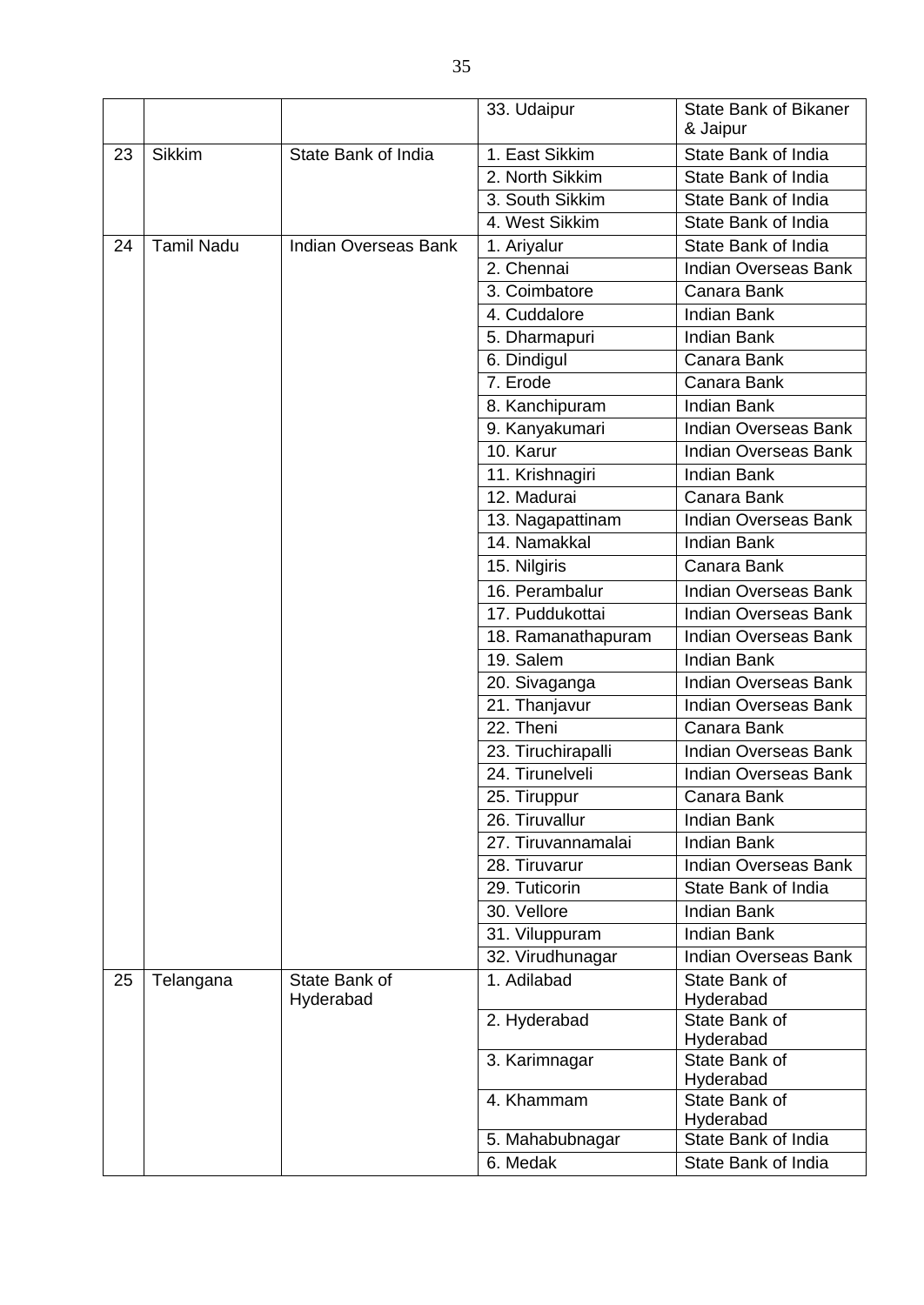|  |  |  |  |  |
|---|---|---|---|---|
|  |  |  | 33. Udaipur | State Bank of Bikaner & Jaipur |
| 23 | Sikkim | State Bank of India | 1. East Sikkim | State Bank of India |
|  |  |  | 2. North Sikkim | State Bank of India |
|  |  |  | 3. South Sikkim | State Bank of India |
|  |  |  | 4. West Sikkim | State Bank of India |
| 24 | Tamil Nadu | Indian Overseas Bank | 1. Ariyalur | State Bank of India |
|  |  |  | 2. Chennai | Indian Overseas Bank |
|  |  |  | 3. Coimbatore | Canara Bank |
|  |  |  | 4. Cuddalore | Indian Bank |
|  |  |  | 5. Dharmapuri | Indian Bank |
|  |  |  | 6. Dindigul | Canara Bank |
|  |  |  | 7. Erode | Canara Bank |
|  |  |  | 8. Kanchipuram | Indian Bank |
|  |  |  | 9. Kanyakumari | Indian Overseas Bank |
|  |  |  | 10. Karur | Indian Overseas Bank |
|  |  |  | 11. Krishnagiri | Indian Bank |
|  |  |  | 12. Madurai | Canara Bank |
|  |  |  | 13. Nagapattinam | Indian Overseas Bank |
|  |  |  | 14. Namakkal | Indian Bank |
|  |  |  | 15. Nilgiris | Canara Bank |
|  |  |  | 16. Perambalur | Indian Overseas Bank |
|  |  |  | 17. Puddukottai | Indian Overseas Bank |
|  |  |  | 18. Ramanathapuram | Indian Overseas Bank |
|  |  |  | 19. Salem | Indian Bank |
|  |  |  | 20. Sivaganga | Indian Overseas Bank |
|  |  |  | 21. Thanjavur | Indian Overseas Bank |
|  |  |  | 22. Theni | Canara Bank |
|  |  |  | 23. Tiruchirapalli | Indian Overseas Bank |
|  |  |  | 24. Tirunelveli | Indian Overseas Bank |
|  |  |  | 25. Tiruppur | Canara Bank |
|  |  |  | 26. Tiruvallur | Indian Bank |
|  |  |  | 27. Tiruvannamalai | Indian Bank |
|  |  |  | 28. Tiruvarur | Indian Overseas Bank |
|  |  |  | 29. Tuticorin | State Bank of India |
|  |  |  | 30. Vellore | Indian Bank |
|  |  |  | 31. Viluppuram | Indian Bank |
|  |  |  | 32. Virudhunagar | Indian Overseas Bank |
| 25 | Telangana | State Bank of Hyderabad | 1. Adilabad | State Bank of Hyderabad |
|  |  |  | 2. Hyderabad | State Bank of Hyderabad |
|  |  |  | 3. Karimnagar | State Bank of Hyderabad |
|  |  |  | 4. Khammam | State Bank of Hyderabad |
|  |  |  | 5. Mahabubnagar | State Bank of India |
|  |  |  | 6. Medak | State Bank of India |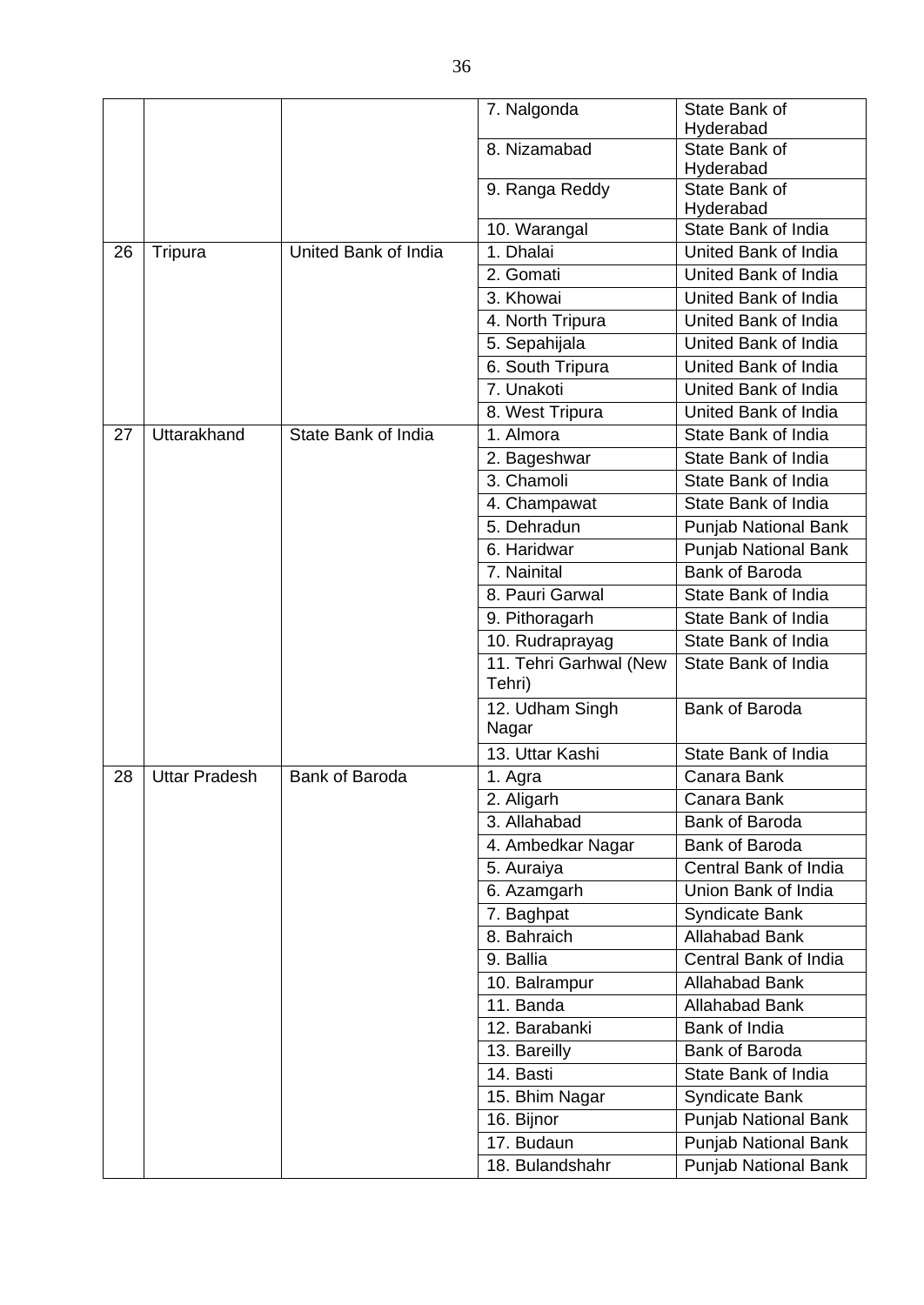| | | | 7. Nalgonda | State Bank of Hyderabad |
|---|---|---|---|---|
| | | | 8. Nizamabad | State Bank of Hyderabad |
| | | | 9. Ranga Reddy | State Bank of Hyderabad |
| | | | 10. Warangal | State Bank of India |
| 26 | Tripura | United Bank of India | 1. Dhalai | United Bank of India |
| | | | 2. Gomati | United Bank of India |
| | | | 3. Khowai | United Bank of India |
| | | | 4. North Tripura | United Bank of India |
| | | | 5. Sepahijala | United Bank of India |
| | | | 6. South Tripura | United Bank of India |
| | | | 7. Unakoti | United Bank of India |
| | | | 8. West Tripura | United Bank of India |
| 27 | Uttarakhand | State Bank of India | 1. Almora | State Bank of India |
| | | | 2. Bageshwar | State Bank of India |
| | | | 3. Chamoli | State Bank of India |
| | | | 4. Champawat | State Bank of India |
| | | | 5. Dehradun | Punjab National Bank |
| | | | 6. Haridwar | Punjab National Bank |
| | | | 7. Nainital | Bank of Baroda |
| | | | 8. Pauri Garwal | State Bank of India |
| | | | 9. Pithoragarh | State Bank of India |
| | | | 10. Rudraprayag | State Bank of India |
| | | | 11. Tehri Garhwal (New Tehri) | State Bank of India |
| | | | 12. Udham Singh Nagar | Bank of Baroda |
| | | | 13. Uttar Kashi | State Bank of India |
| 28 | Uttar Pradesh | Bank of Baroda | 1. Agra | Canara Bank |
| | | | 2. Aligarh | Canara Bank |
| | | | 3. Allahabad | Bank of Baroda |
| | | | 4. Ambedkar Nagar | Bank of Baroda |
| | | | 5. Auraiya | Central Bank of India |
| | | | 6. Azamgarh | Union Bank of India |
| | | | 7. Baghpat | Syndicate Bank |
| | | | 8. Bahraich | Allahabad Bank |
| | | | 9. Ballia | Central Bank of India |
| | | | 10. Balrampur | Allahabad Bank |
| | | | 11. Banda | Allahabad Bank |
| | | | 12. Barabanki | Bank of India |
| | | | 13. Bareilly | Bank of Baroda |
| | | | 14. Basti | State Bank of India |
| | | | 15. Bhim Nagar | Syndicate Bank |
| | | | 16. Bijnor | Punjab National Bank |
| | | | 17. Budaun | Punjab National Bank |
| | | | 18. Bulandshahr | Punjab National Bank |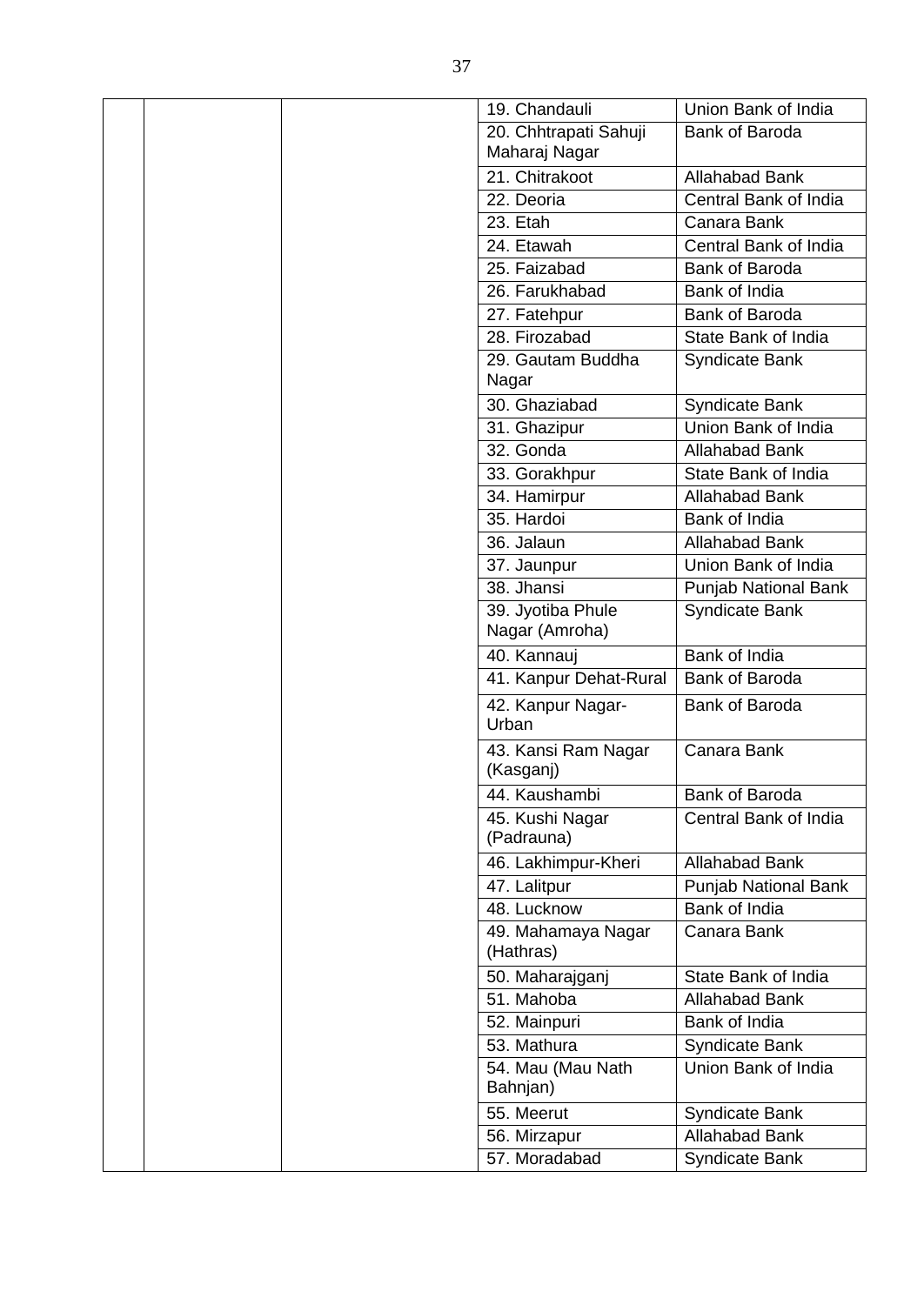| | | | | |
|---|---|---|---|---|
| | | | 19. Chandauli | Union Bank of India |
| | | | 20. Chhtrapati Sahuji Maharaj Nagar | Bank of Baroda |
| | | | 21. Chitrakoot | Allahabad Bank |
| | | | 22. Deoria | Central Bank of India |
| | | | 23. Etah | Canara Bank |
| | | | 24. Etawah | Central Bank of India |
| | | | 25. Faizabad | Bank of Baroda |
| | | | 26. Farukhabad | Bank of India |
| | | | 27. Fatehpur | Bank of Baroda |
| | | | 28. Firozabad | State Bank of India |
| | | | 29. Gautam Buddha Nagar | Syndicate Bank |
| | | | 30. Ghaziabad | Syndicate Bank |
| | | | 31. Ghazipur | Union Bank of India |
| | | | 32. Gonda | Allahabad Bank |
| | | | 33. Gorakhpur | State Bank of India |
| | | | 34. Hamirpur | Allahabad Bank |
| | | | 35. Hardoi | Bank of India |
| | | | 36. Jalaun | Allahabad Bank |
| | | | 37. Jaunpur | Union Bank of India |
| | | | 38. Jhansi | Punjab National Bank |
| | | | 39. Jyotiba Phule Nagar (Amroha) | Syndicate Bank |
| | | | 40. Kannauj | Bank of India |
| | | | 41. Kanpur Dehat-Rural | Bank of Baroda |
| | | | 42. Kanpur Nagar-Urban | Bank of Baroda |
| | | | 43. Kansi Ram Nagar (Kasganj) | Canara Bank |
| | | | 44. Kaushambi | Bank of Baroda |
| | | | 45. Kushi Nagar (Padrauna) | Central Bank of India |
| | | | 46. Lakhimpur-Kheri | Allahabad Bank |
| | | | 47. Lalitpur | Punjab National Bank |
| | | | 48. Lucknow | Bank of India |
| | | | 49. Mahamaya Nagar (Hathras) | Canara Bank |
| | | | 50. Maharajganj | State Bank of India |
| | | | 51. Mahoba | Allahabad Bank |
| | | | 52. Mainpuri | Bank of India |
| | | | 53. Mathura | Syndicate Bank |
| | | | 54. Mau (Mau Nath Bahnjan) | Union Bank of India |
| | | | 55. Meerut | Syndicate Bank |
| | | | 56. Mirzapur | Allahabad Bank |
| | | | 57. Moradabad | Syndicate Bank |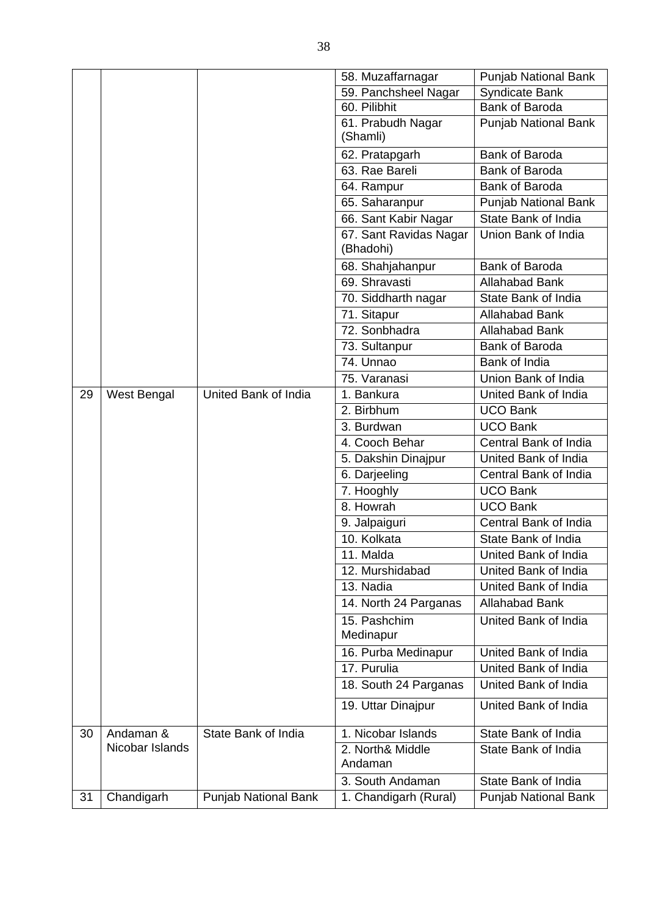| | | | | |
|---|---|---|---|---|
| | | | 58. Muzaffarnagar | Punjab National Bank |
| | | | 59. Panchsheel Nagar | Syndicate Bank |
| | | | 60. Pilibhit | Bank of Baroda |
| | | | 61. Prabudh Nagar (Shamli) | Punjab National Bank |
| | | | 62. Pratapgarh | Bank of Baroda |
| | | | 63. Rae Bareli | Bank of Baroda |
| | | | 64. Rampur | Bank of Baroda |
| | | | 65. Saharanpur | Punjab National Bank |
| | | | 66. Sant Kabir Nagar | State Bank of India |
| | | | 67. Sant Ravidas Nagar (Bhadohi) | Union Bank of India |
| | | | 68. Shahjahanpur | Bank of Baroda |
| | | | 69. Shravasti | Allahabad Bank |
| | | | 70. Siddharth nagar | State Bank of India |
| | | | 71. Sitapur | Allahabad Bank |
| | | | 72. Sonbhadra | Allahabad Bank |
| | | | 73. Sultanpur | Bank of Baroda |
| | | | 74. Unnao | Bank of India |
| | | | 75. Varanasi | Union Bank of India |
| 29 | West Bengal | United Bank of India | 1. Bankura | United Bank of India |
| | | | 2. Birbhum | UCO Bank |
| | | | 3. Burdwan | UCO Bank |
| | | | 4. Cooch Behar | Central Bank of India |
| | | | 5. Dakshin Dinajpur | United Bank of India |
| | | | 6. Darjeeling | Central Bank of India |
| | | | 7. Hooghly | UCO Bank |
| | | | 8. Howrah | UCO Bank |
| | | | 9. Jalpaiguri | Central Bank of India |
| | | | 10. Kolkata | State Bank of India |
| | | | 11. Malda | United Bank of India |
| | | | 12. Murshidabad | United Bank of India |
| | | | 13. Nadia | United Bank of India |
| | | | 14. North 24 Parganas | Allahabad Bank |
| | | | 15. Pashchim Medinapur | United Bank of India |
| | | | 16. Purba Medinapur | United Bank of India |
| | | | 17. Purulia | United Bank of India |
| | | | 18. South 24 Parganas | United Bank of India |
| | | | 19. Uttar Dinajpur | United Bank of India |
| 30 | Andaman & Nicobar Islands | State Bank of India | 1. Nicobar Islands | State Bank of India |
| | | | 2. North& Middle Andaman | State Bank of India |
| | | | 3. South Andaman | State Bank of India |
| 31 | Chandigarh | Punjab National Bank | 1. Chandigarh (Rural) | Punjab National Bank |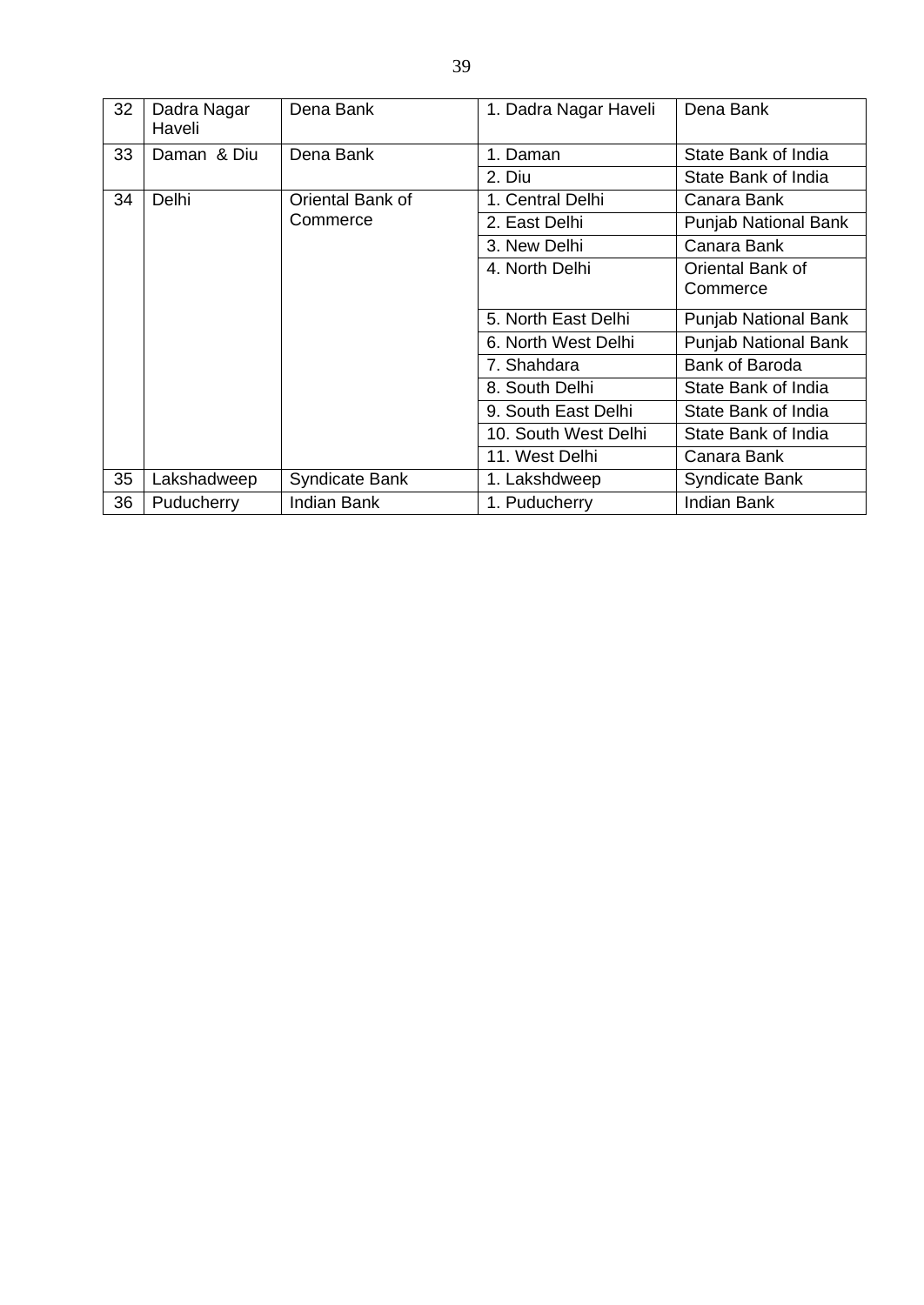| | | | | |
|---|---|---|---|---|
| 32 | Dadra Nagar Haveli | Dena Bank | 1. Dadra Nagar Haveli | Dena Bank |
| 33 | Daman & Diu | Dena Bank | 1. Daman | State Bank of India |
| | | | 2. Diu | State Bank of India |
| 34 | Delhi | Oriental Bank of Commerce | 1. Central Delhi | Canara Bank |
| | | | 2. East Delhi | Punjab National Bank |
| | | | 3. New Delhi | Canara Bank |
| | | | 4. North Delhi | Oriental Bank of Commerce |
| | | | 5. North East Delhi | Punjab National Bank |
| | | | 6. North West Delhi | Punjab National Bank |
| | | | 7. Shahdara | Bank of Baroda |
| | | | 8. South Delhi | State Bank of India |
| | | | 9. South East Delhi | State Bank of India |
| | | | 10. South West Delhi | State Bank of India |
| | | | 11. West Delhi | Canara Bank |
| 35 | Lakshadweep | Syndicate Bank | 1. Lakshdweep | Syndicate Bank |
| 36 | Puducherry | Indian Bank | 1. Puducherry | Indian Bank |